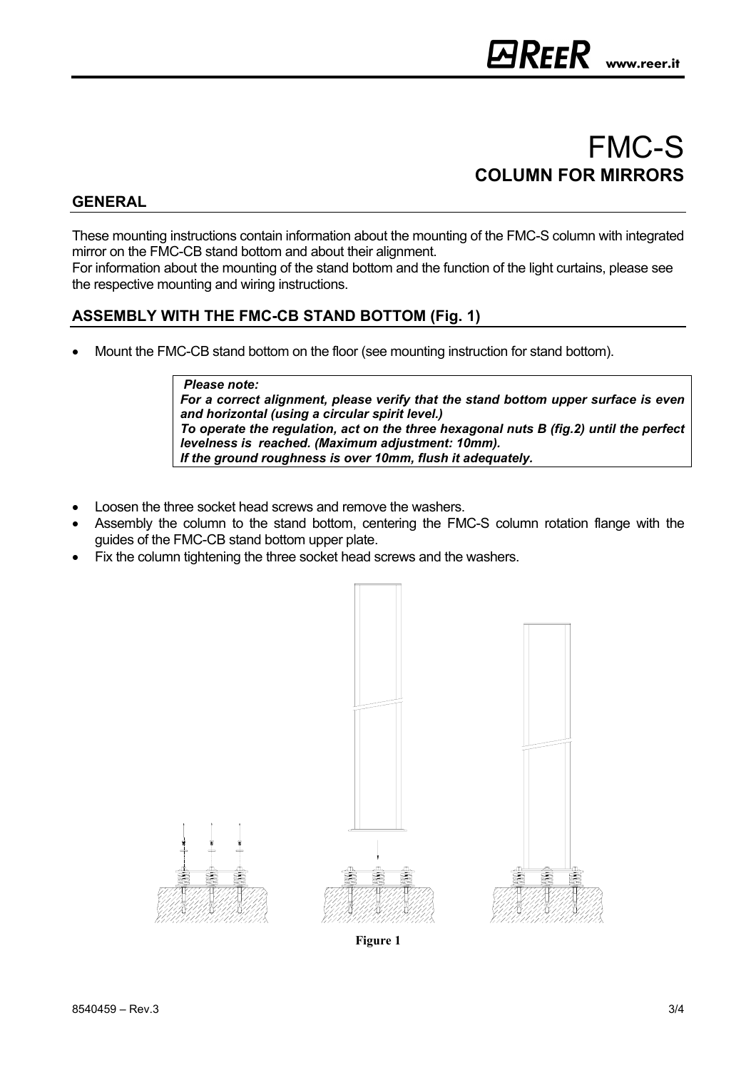# FMC-S

## COLUMN FOR MIRRORS

### GENERAL

These mounting instructions contain information about the mounting of the FMC-S column with integrated mirror on the FMC-CB stand bottom and about their alignment.
For information about the mounting of the stand bottom and the function of the light curtains, please see the respective mounting and wiring instructions.

### ASSEMBLY WITH THE FMC-CB STAND BOTTOM (Fig. 1)

- Mount the FMC-CB stand bottom on the floor (see mounting instruction for stand bottom).

> ***Please note:***
> ***For a correct alignment, please verify that the stand bottom upper surface is even and horizontal (using a circular spirit level.)***
> ***To operate the regulation, act on the three hexagonal nuts B (fig.2) until the perfect levelness is reached. (Maximum adjustment: 10mm).***
> ***If the ground roughness is over 10mm, flush it adequately.***

- Loosen the three socket head screws and remove the washers.
- Assembly the column to the stand bottom, centering the FMC-S column rotation flange with the guides of the FMC-CB stand bottom upper plate.
- Fix the column tightening the three socket head screws and the washers.

**Figure 1**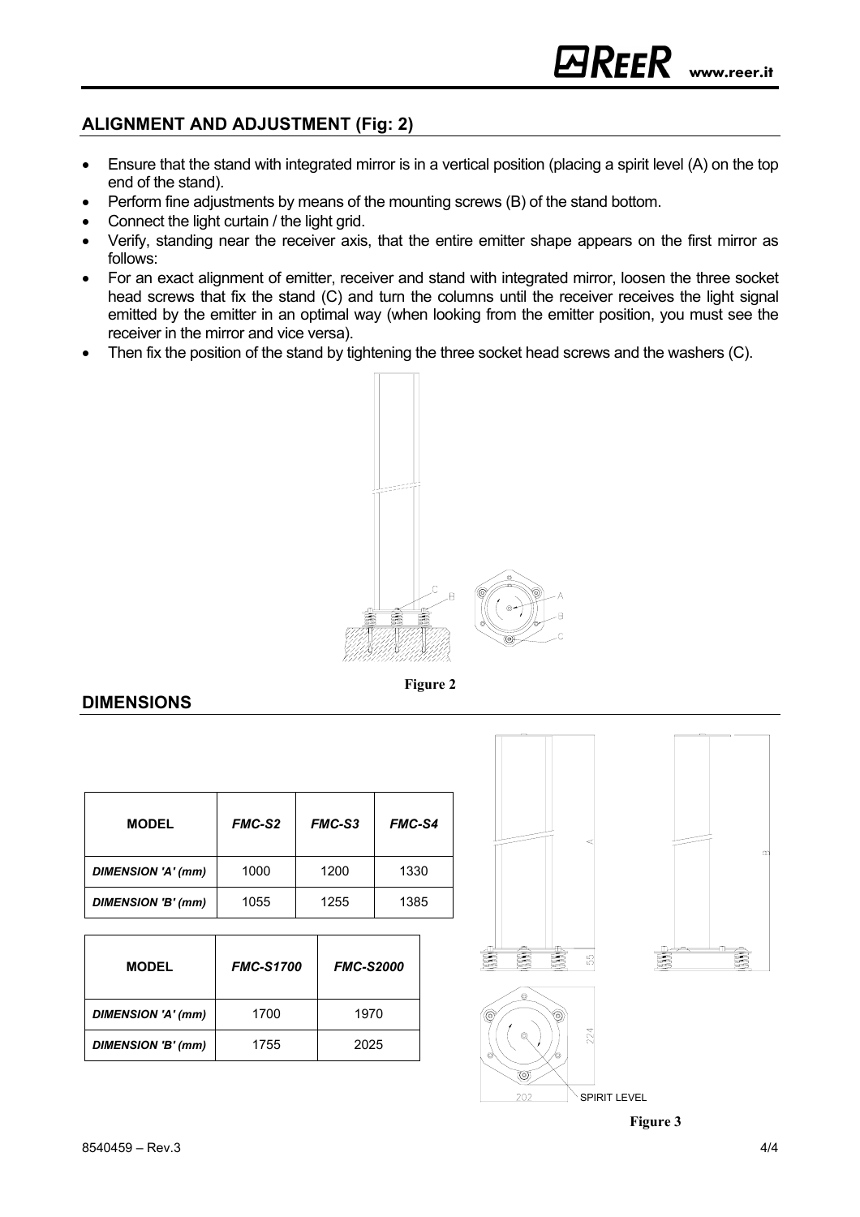## ALIGNMENT AND ADJUSTMENT (Fig: 2)

- Ensure that the stand with integrated mirror is in a vertical position (placing a spirit level (A) on the top end of the stand).
- Perform fine adjustments by means of the mounting screws (B) of the stand bottom.
- Connect the light curtain / the light grid.
- Verify, standing near the receiver axis, that the entire emitter shape appears on the first mirror as follows:
- For an exact alignment of emitter, receiver and stand with integrated mirror, loosen the three socket head screws that fix the stand (C) and turn the columns until the receiver receives the light signal emitted by the emitter in an optimal way (when looking from the emitter position, you must see the receiver in the mirror and vice versa).
- Then fix the position of the stand by tightening the three socket head screws and the washers (C).

C
B
A
B
C

Figure 2

## DIMENSIONS

| MODEL | *FMC-S2* | *FMC-S3* | *FMC-S4* |
|---|---|---|---|
| *DIMENSION 'A' (mm)* | 1000 | 1200 | 1330 |
| *DIMENSION 'B' (mm)* | 1055 | 1255 | 1385 |

| MODEL | *FMC-S1700* | *FMC-S2000* |
|---|---|---|
| *DIMENSION 'A' (mm)* | 1700 | 1970 |
| *DIMENSION 'B' (mm)* | 1755 | 2025 |

A
B
55
224
202
SPIRIT LEVEL

Figure 3